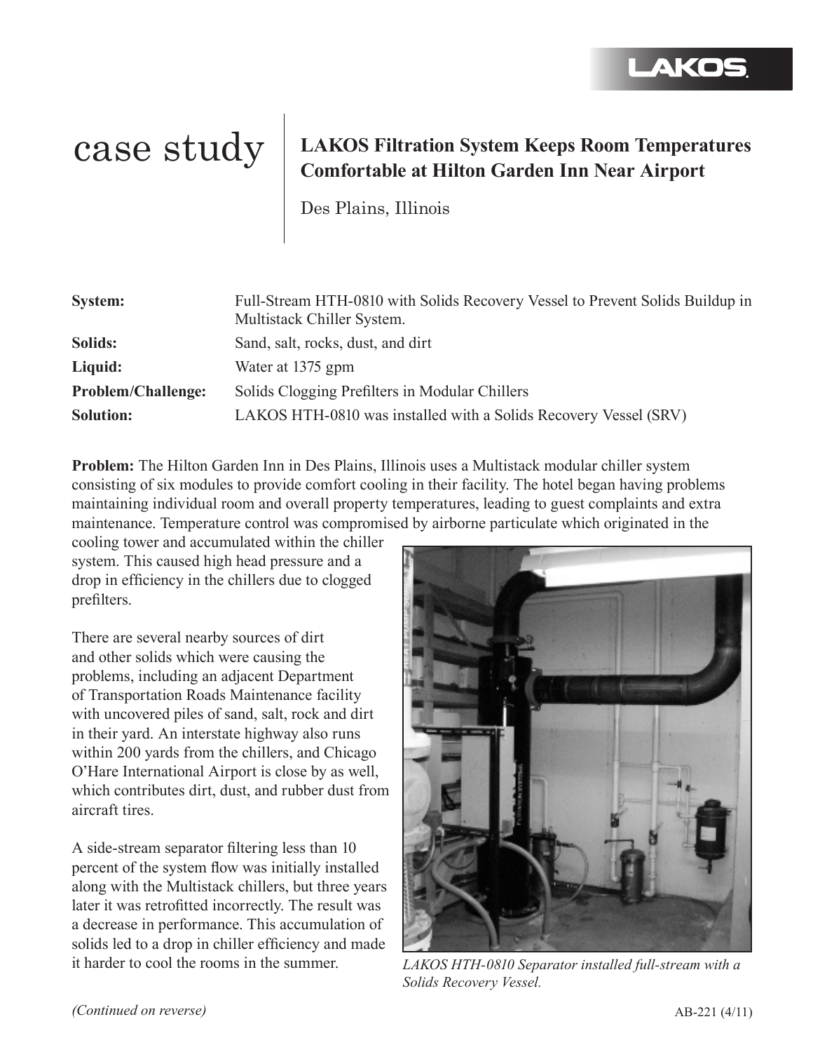LAKOS

# case study

## LAKOS Filtration System Keeps Room Temperatures Comfortable at Hilton Garden Inn Near Airport

Des Plains, Illinois

| | |
|---|---|
| **System:** | Full-Stream HTH-0810 with Solids Recovery Vessel to Prevent Solids Buildup in Multistack Chiller System. |
| **Solids:** | Sand, salt, rocks, dust, and dirt |
| **Liquid:** | Water at 1375 gpm |
| **Problem/Challenge:** | Solids Clogging Prefilters in Modular Chillers |
| **Solution:** | LAKOS HTH-0810 was installed with a Solids Recovery Vessel (SRV) |

**Problem:** The Hilton Garden Inn in Des Plains, Illinois uses a Multistack modular chiller system consisting of six modules to provide comfort cooling in their facility. The hotel began having problems maintaining individual room and overall property temperatures, leading to guest complaints and extra maintenance. Temperature control was compromised by airborne particulate which originated in the cooling tower and accumulated within the chiller system. This caused high head pressure and a drop in efficiency in the chillers due to clogged prefilters.

There are several nearby sources of dirt and other solids which were causing the problems, including an adjacent Department of Transportation Roads Maintenance facility with uncovered piles of sand, salt, rock and dirt in their yard. An interstate highway also runs within 200 yards from the chillers, and Chicago O'Hare International Airport is close by as well, which contributes dirt, dust, and rubber dust from aircraft tires.

A side-stream separator filtering less than 10 percent of the system flow was initially installed along with the Multistack chillers, but three years later it was retrofitted incorrectly. The result was a decrease in performance. This accumulation of solids led to a drop in chiller efficiency and made it harder to cool the rooms in the summer.

*LAKOS HTH-0810 Separator installed full-stream with a Solids Recovery Vessel.*

*(Continued on reverse)*

AB-221 (4/11)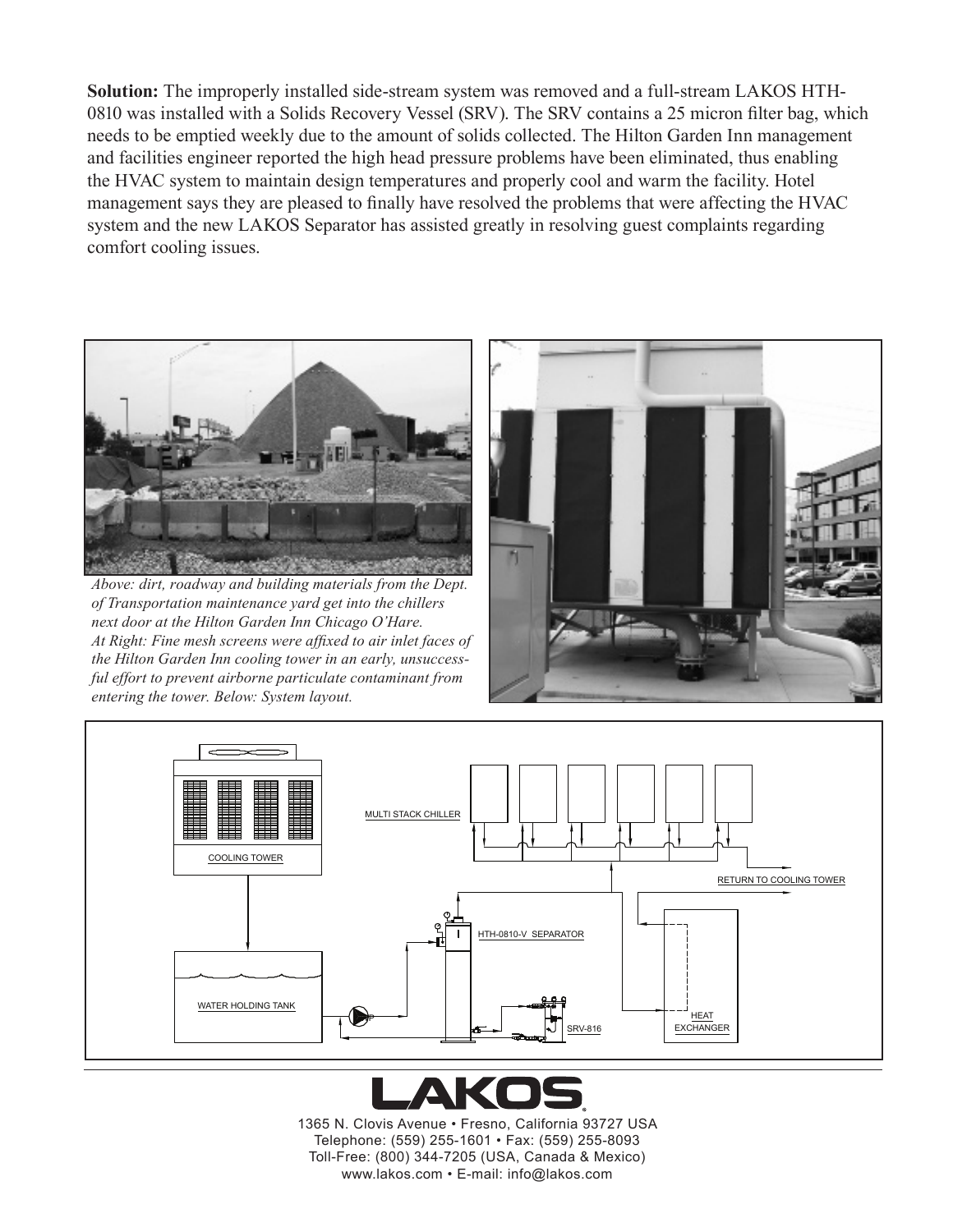**Solution:** The improperly installed side-stream system was removed and a full-stream LAKOS HTH-0810 was installed with a Solids Recovery Vessel (SRV). The SRV contains a 25 micron filter bag, which needs to be emptied weekly due to the amount of solids collected. The Hilton Garden Inn management and facilities engineer reported the high head pressure problems have been eliminated, thus enabling the HVAC system to maintain design temperatures and properly cool and warm the facility. Hotel management says they are pleased to finally have resolved the problems that were affecting the HVAC system and the new LAKOS Separator has assisted greatly in resolving guest complaints regarding comfort cooling issues.

*Above: dirt, roadway and building materials from the Dept. of Transportation maintenance yard get into the chillers next door at the Hilton Garden Inn Chicago O'Hare. At Right: Fine mesh screens were affixed to air inlet faces of the Hilton Garden Inn cooling tower in an early, unsuccessful effort to prevent airborne particulate contaminant from entering the tower. Below: System layout.*

MULTI STACK CHILLER

COOLING TOWER

RETURN TO COOLING TOWER

HTH-0810-V SEPARATOR

WATER HOLDING TANK

SRV-816

HEAT EXCHANGER

LAKOS

1365 N. Clovis Avenue • Fresno, California 93727 USA
Telephone: (559) 255-1601 • Fax: (559) 255-8093
Toll-Free: (800) 344-7205 (USA, Canada & Mexico)
www.lakos.com • E-mail: info@lakos.com